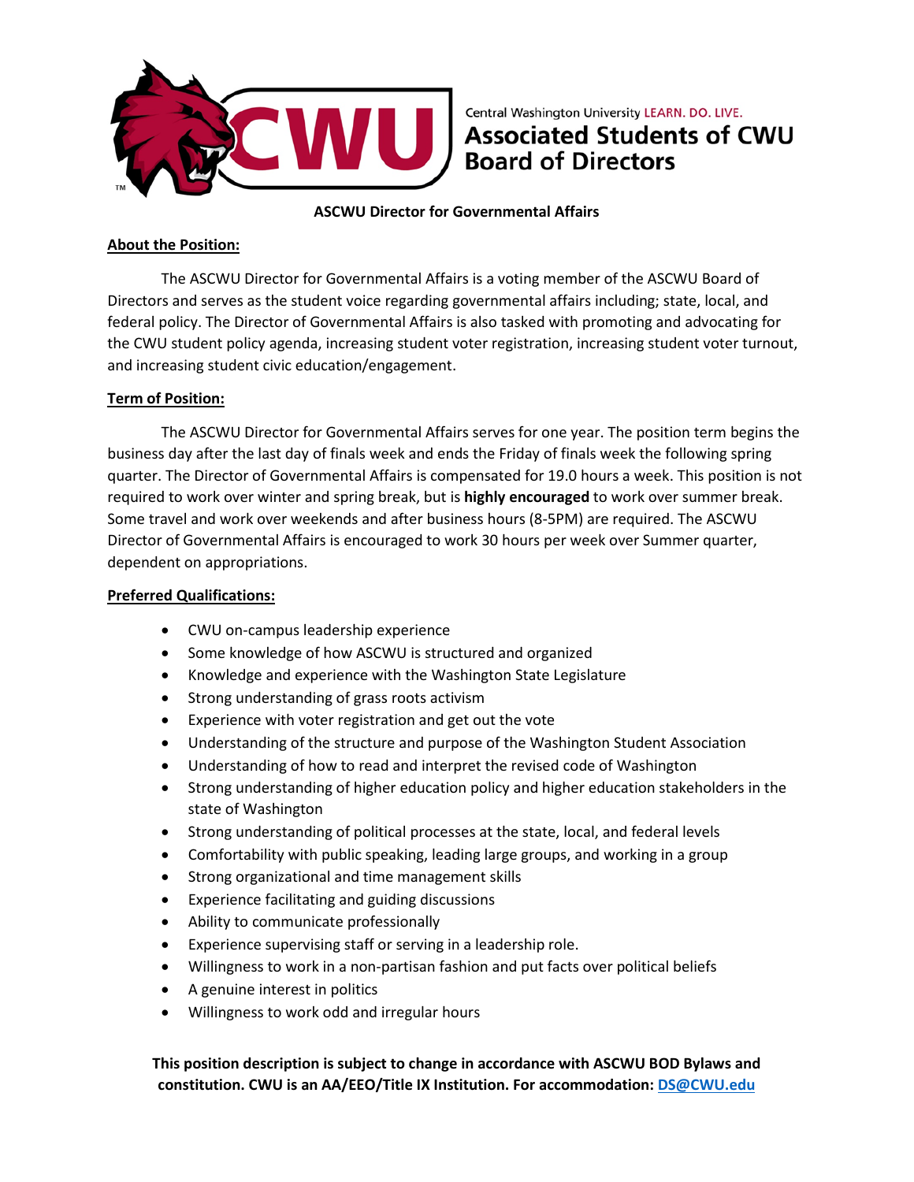Central Washington University LEARN. DO. LIVE.

**Associated Students of CWU Board of Directors**

# ASCWU Director for Governmental Affairs

## About the Position:

The ASCWU Director for Governmental Affairs is a voting member of the ASCWU Board of Directors and serves as the student voice regarding governmental affairs including; state, local, and federal policy. The Director of Governmental Affairs is also tasked with promoting and advocating for the CWU student policy agenda, increasing student voter registration, increasing student voter turnout, and increasing student civic education/engagement.

## Term of Position:

The ASCWU Director for Governmental Affairs serves for one year. The position term begins the business day after the last day of finals week and ends the Friday of finals week the following spring quarter. The Director of Governmental Affairs is compensated for 19.0 hours a week. This position is not required to work over winter and spring break, but is **highly encouraged** to work over summer break. Some travel and work over weekends and after business hours (8-5PM) are required. The ASCWU Director of Governmental Affairs is encouraged to work 30 hours per week over Summer quarter, dependent on appropriations.

## Preferred Qualifications:

- CWU on-campus leadership experience
- Some knowledge of how ASCWU is structured and organized
- Knowledge and experience with the Washington State Legislature
- Strong understanding of grass roots activism
- Experience with voter registration and get out the vote
- Understanding of the structure and purpose of the Washington Student Association
- Understanding of how to read and interpret the revised code of Washington
- Strong understanding of higher education policy and higher education stakeholders in the state of Washington
- Strong understanding of political processes at the state, local, and federal levels
- Comfortability with public speaking, leading large groups, and working in a group
- Strong organizational and time management skills
- Experience facilitating and guiding discussions
- Ability to communicate professionally
- Experience supervising staff or serving in a leadership role.
- Willingness to work in a non-partisan fashion and put facts over political beliefs
- A genuine interest in politics
- Willingness to work odd and irregular hours

**This position description is subject to change in accordance with ASCWU BOD Bylaws and constitution. CWU is an AA/EEO/Title IX Institution. For accommodation: DS@CWU.edu**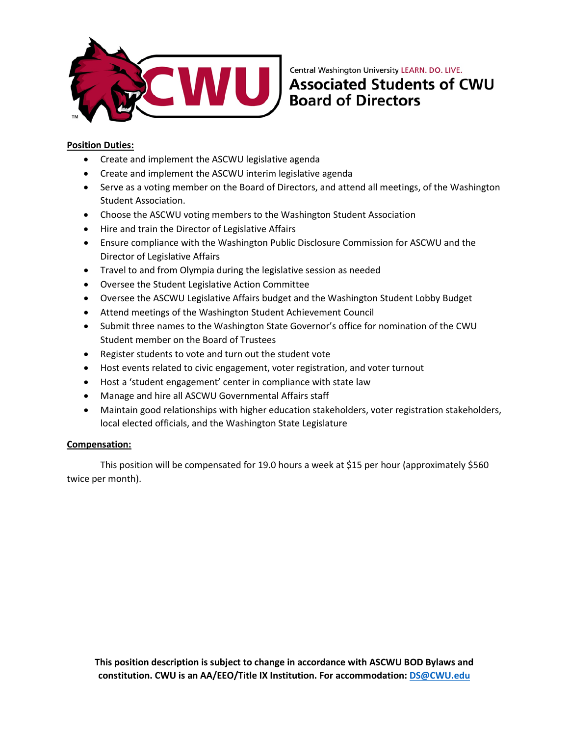Central Washington University LEARN. DO. LIVE.

**Associated Students of CWU**
**Board of Directors**

**Position Duties:**

- Create and implement the ASCWU legislative agenda
- Create and implement the ASCWU interim legislative agenda
- Serve as a voting member on the Board of Directors, and attend all meetings, of the Washington Student Association.
- Choose the ASCWU voting members to the Washington Student Association
- Hire and train the Director of Legislative Affairs
- Ensure compliance with the Washington Public Disclosure Commission for ASCWU and the Director of Legislative Affairs
- Travel to and from Olympia during the legislative session as needed
- Oversee the Student Legislative Action Committee
- Oversee the ASCWU Legislative Affairs budget and the Washington Student Lobby Budget
- Attend meetings of the Washington Student Achievement Council
- Submit three names to the Washington State Governor's office for nomination of the CWU Student member on the Board of Trustees
- Register students to vote and turn out the student vote
- Host events related to civic engagement, voter registration, and voter turnout
- Host a 'student engagement' center in compliance with state law
- Manage and hire all ASCWU Governmental Affairs staff
- Maintain good relationships with higher education stakeholders, voter registration stakeholders, local elected officials, and the Washington State Legislature

**Compensation:**

This position will be compensated for 19.0 hours a week at $15 per hour (approximately $560 twice per month).

**This position description is subject to change in accordance with ASCWU BOD Bylaws and constitution. CWU is an AA/EEO/Title IX Institution. For accommodation: DS@CWU.edu**